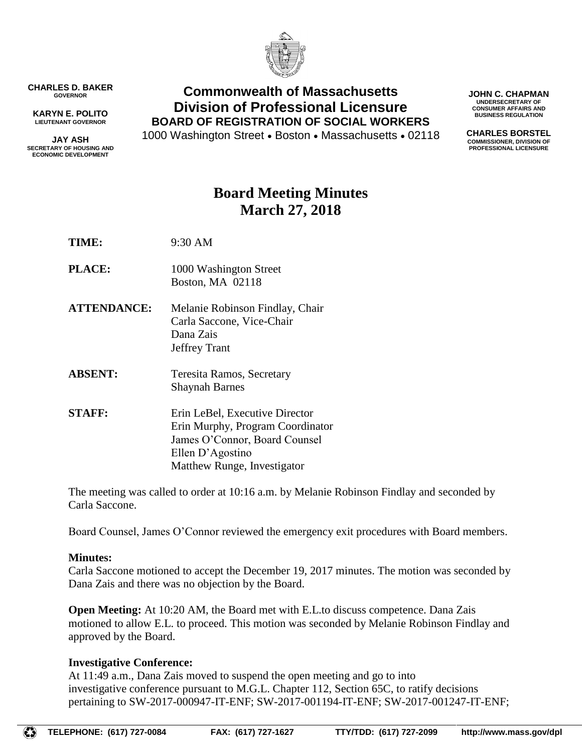**CHARLES D. BAKER**
GOVERNOR

**KARYN E. POLITO**
LIEUTENANT GOVERNOR

**JAY ASH**
SECRETARY OF HOUSING AND ECONOMIC DEVELOPMENT

# Commonwealth of Massachusetts
## Division of Professional Licensure
### BOARD OF REGISTRATION OF SOCIAL WORKERS

1000 Washington Street • Boston • Massachusetts • 02118

**JOHN C. CHAPMAN**
UNDERSECRETARY OF CONSUMER AFFAIRS AND BUSINESS REGULATION

**CHARLES BORSTEL**
COMMISSIONER, DIVISION OF PROFESSIONAL LICENSURE

# Board Meeting Minutes
## March 27, 2018

**TIME:** 9:30 AM

**PLACE:** 1000 Washington Street
Boston, MA 02118

**ATTENDANCE:** Melanie Robinson Findlay, Chair
Carla Saccone, Vice-Chair
Dana Zais
Jeffrey Trant

**ABSENT:** Teresita Ramos, Secretary
Shaynah Barnes

**STAFF:** Erin LeBel, Executive Director
Erin Murphy, Program Coordinator
James O'Connor, Board Counsel
Ellen D'Agostino
Matthew Runge, Investigator

The meeting was called to order at 10:16 a.m. by Melanie Robinson Findlay and seconded by Carla Saccone.

Board Counsel, James O'Connor reviewed the emergency exit procedures with Board members.

**Minutes:**
Carla Saccone motioned to accept the December 19, 2017 minutes. The motion was seconded by Dana Zais and there was no objection by the Board.

**Open Meeting:** At 10:20 AM, the Board met with E.L.to discuss competence. Dana Zais motioned to allow E.L. to proceed. This motion was seconded by Melanie Robinson Findlay and approved by the Board.

**Investigative Conference:**
At 11:49 a.m., Dana Zais moved to suspend the open meeting and go to into investigative conference pursuant to M.G.L. Chapter 112, Section 65C, to ratify decisions pertaining to SW-2017-000947-IT-ENF; SW-2017-001194-IT-ENF; SW-2017-001247-IT-ENF;

TELEPHONE: (617) 727-0084 FAX: (617) 727-1627 TTY/TDD: (617) 727-2099 http://www.mass.gov/dpl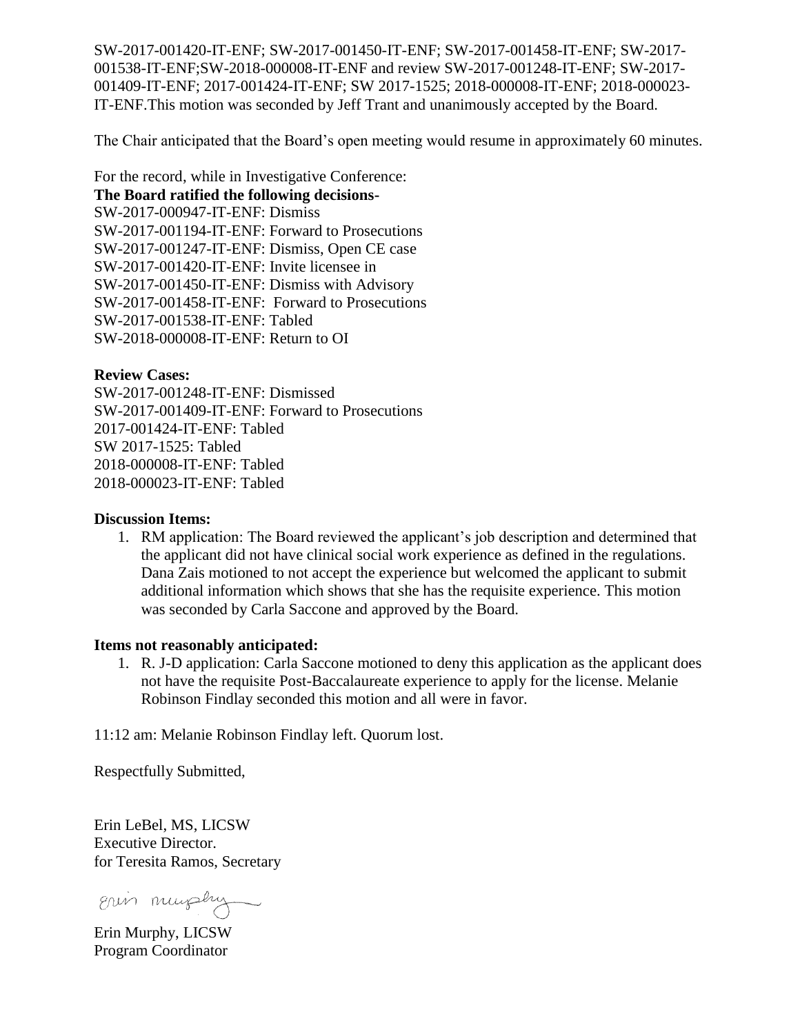SW-2017-001420-IT-ENF; SW-2017-001450-IT-ENF; SW-2017-001458-IT-ENF; SW-2017-001538-IT-ENF;SW-2018-000008-IT-ENF and review SW-2017-001248-IT-ENF; SW-2017-001409-IT-ENF; 2017-001424-IT-ENF; SW 2017-1525; 2018-000008-IT-ENF; 2018-000023-IT-ENF.This motion was seconded by Jeff Trant and unanimously accepted by the Board.

The Chair anticipated that the Board's open meeting would resume in approximately 60 minutes.

For the record, while in Investigative Conference:
**The Board ratified the following decisions-**
SW-2017-000947-IT-ENF: Dismiss
SW-2017-001194-IT-ENF: Forward to Prosecutions
SW-2017-001247-IT-ENF: Dismiss, Open CE case
SW-2017-001420-IT-ENF: Invite licensee in
SW-2017-001450-IT-ENF: Dismiss with Advisory
SW-2017-001458-IT-ENF: Forward to Prosecutions
SW-2017-001538-IT-ENF: Tabled
SW-2018-000008-IT-ENF: Return to OI

**Review Cases:**
SW-2017-001248-IT-ENF: Dismissed
SW-2017-001409-IT-ENF: Forward to Prosecutions
2017-001424-IT-ENF: Tabled
SW 2017-1525: Tabled
2018-000008-IT-ENF: Tabled
2018-000023-IT-ENF: Tabled

**Discussion Items:**

1. RM application: The Board reviewed the applicant's job description and determined that the applicant did not have clinical social work experience as defined in the regulations. Dana Zais motioned to not accept the experience but welcomed the applicant to submit additional information which shows that she has the requisite experience. This motion was seconded by Carla Saccone and approved by the Board.

**Items not reasonably anticipated:**

1. R. J-D application: Carla Saccone motioned to deny this application as the applicant does not have the requisite Post-Baccalaureate experience to apply for the license. Melanie Robinson Findlay seconded this motion and all were in favor.

11:12 am: Melanie Robinson Findlay left. Quorum lost.

Respectfully Submitted,

Erin LeBel, MS, LICSW
Executive Director.
for Teresita Ramos, Secretary

Erin Murphy

Erin Murphy, LICSW
Program Coordinator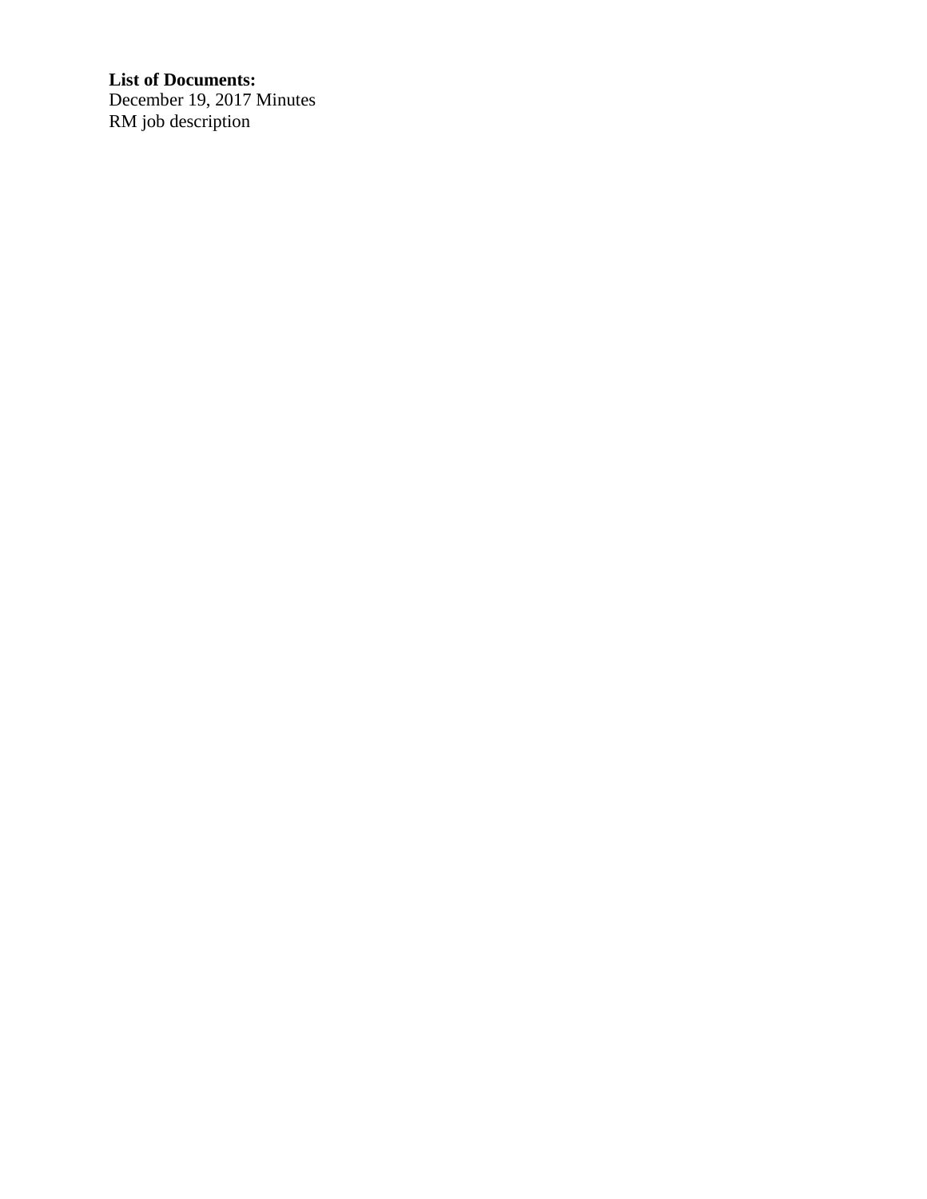**List of Documents:**
December 19, 2017 Minutes
RM job description